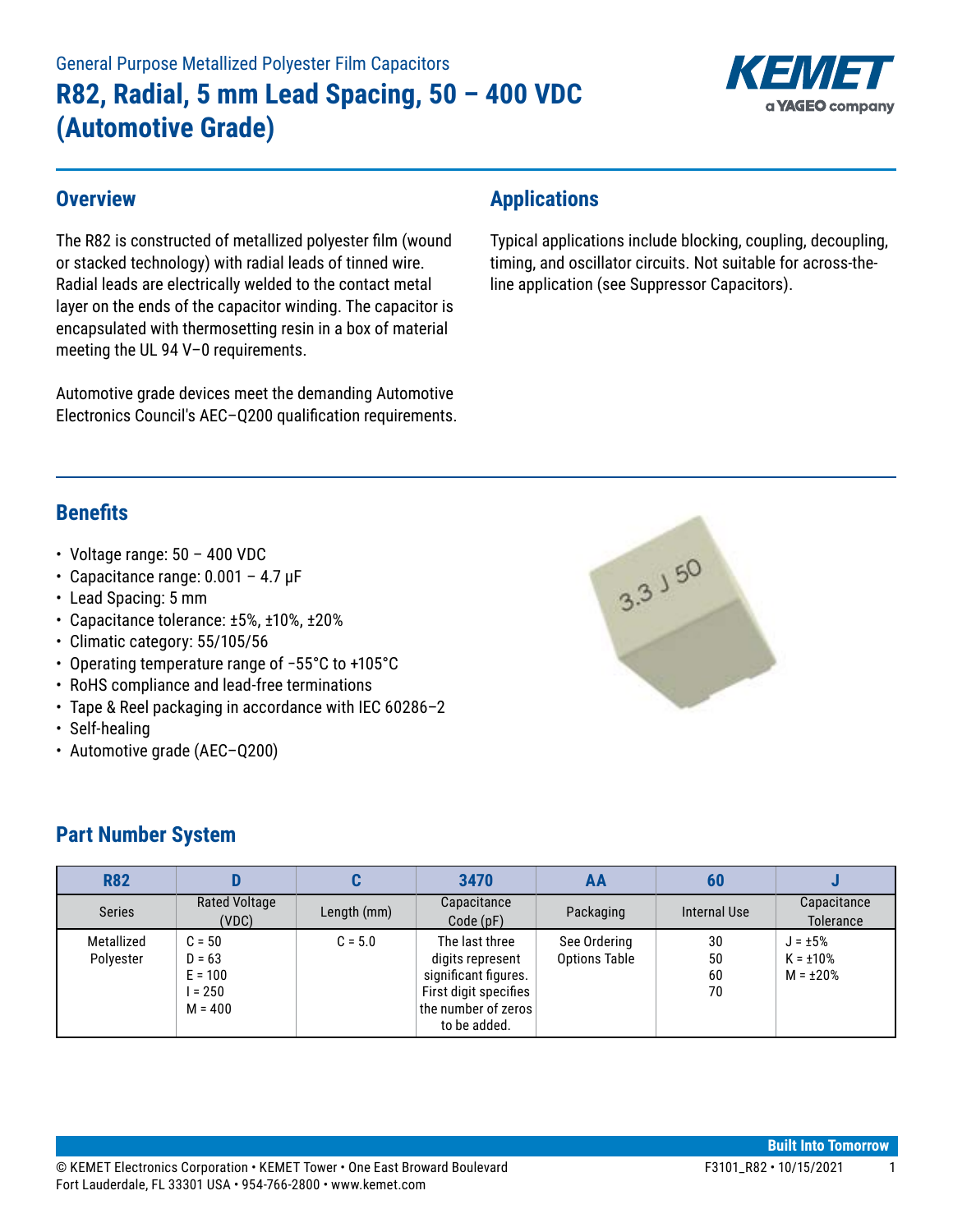General Purpose Metallized Polyester Film Capacitors

# R82, Radial, 5 mm Lead Spacing, 50 – 400 VDC (Automotive Grade)

## Overview

The R82 is constructed of metallized polyester film (wound or stacked technology) with radial leads of tinned wire. Radial leads are electrically welded to the contact metal layer on the ends of the capacitor winding. The capacitor is encapsulated with thermosetting resin in a box of material meeting the UL 94 V–0 requirements.

Automotive grade devices meet the demanding Automotive Electronics Council's AEC–Q200 qualification requirements.

## Applications

Typical applications include blocking, coupling, decoupling, timing, and oscillator circuits. Not suitable for across-the-line application (see Suppressor Capacitors).

## Benefits

- Voltage range: 50 – 400 VDC
- Capacitance range: 0.001 – 4.7 µF
- Lead Spacing: 5 mm
- Capacitance tolerance: ±5%, ±10%, ±20%
- Climatic category: 55/105/56
- Operating temperature range of −55°C to +105°C
- RoHS compliance and lead-free terminations
- Tape & Reel packaging in accordance with IEC 60286–2
- Self-healing
- Automotive grade (AEC–Q200)

## Part Number System

| R82 | D | C | 3470 | AA | 60 | J |
|---|---|---|---|---|---|---|
| Series | Rated Voltage (VDC) | Length (mm) | Capacitance Code (pF) | Packaging | Internal Use | Capacitance Tolerance |
| Metallized Polyester | C = 50<br>D = 63<br>E = 100<br>I = 250<br>M = 400 | C = 5.0 | The last three digits represent significant figures. First digit specifies the number of zeros to be added. | See Ordering Options Table | 30<br>50<br>60<br>70 | J = ±5%<br>K = ±10%<br>M = ±20% |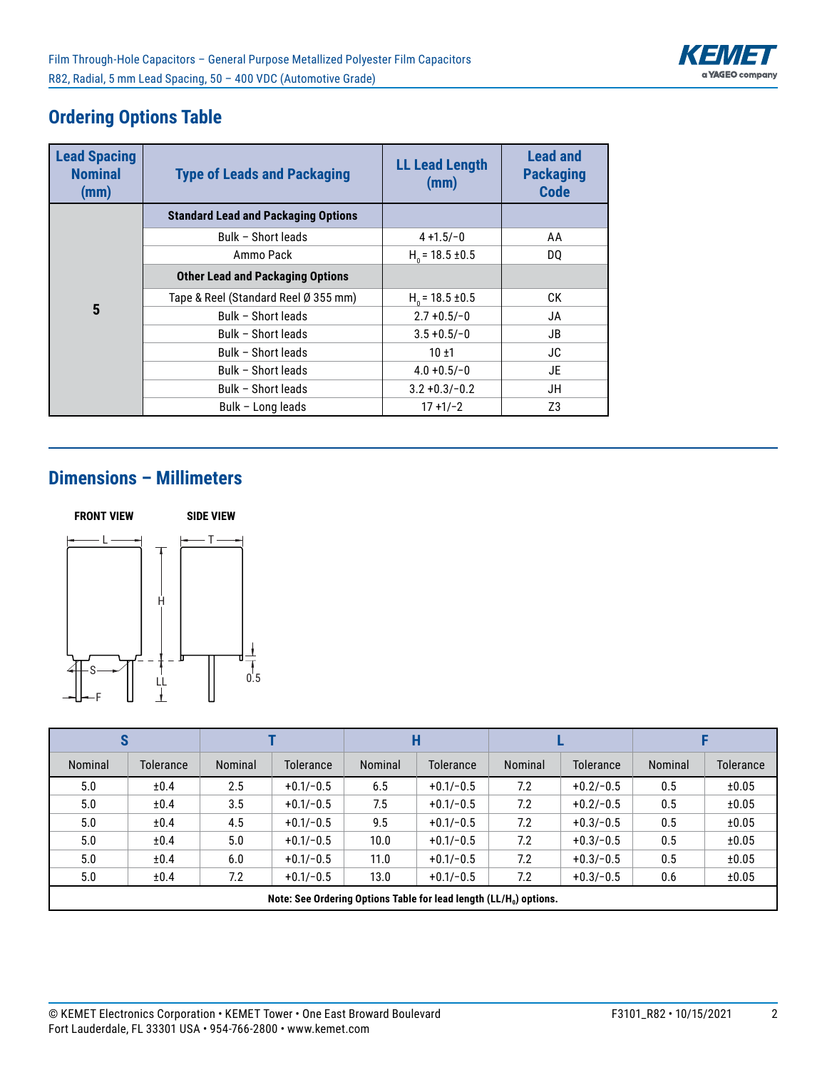## Ordering Options Table

| Lead Spacing Nominal (mm) | Type of Leads and Packaging | LL Lead Length (mm) | Lead and Packaging Code |
|---|---|---|---|
| 5 | **Standard Lead and Packaging Options** | | |
| | Bulk – Short leads | 4 +1.5/−0 | AA |
| | Ammo Pack | $H_0$ = 18.5 ±0.5 | DQ |
| | **Other Lead and Packaging Options** | | |
| | Tape & Reel (Standard Reel Ø 355 mm) | $H_0$ = 18.5 ±0.5 | CK |
| | Bulk – Short leads | 2.7 +0.5/−0 | JA |
| | Bulk – Short leads | 3.5 +0.5/−0 | JB |
| | Bulk – Short leads | 10 ±1 | JC |
| | Bulk – Short leads | 4.0 +0.5/−0 | JE |
| | Bulk – Short leads | 3.2 +0.3/−0.2 | JH |
| | Bulk – Long leads | 17 +1/−2 | Z3 |

## Dimensions – Millimeters

FRONT VIEW SIDE VIEW

| S | | T | | H | | L | | F | |
|---|---|---|---|---|---|---|---|---|---|
| Nominal | Tolerance | Nominal | Tolerance | Nominal | Tolerance | Nominal | Tolerance | Nominal | Tolerance |
| 5.0 | ±0.4 | 2.5 | +0.1/−0.5 | 6.5 | +0.1/−0.5 | 7.2 | +0.2/−0.5 | 0.5 | ±0.05 |
| 5.0 | ±0.4 | 3.5 | +0.1/−0.5 | 7.5 | +0.1/−0.5 | 7.2 | +0.2/−0.5 | 0.5 | ±0.05 |
| 5.0 | ±0.4 | 4.5 | +0.1/−0.5 | 9.5 | +0.1/−0.5 | 7.2 | +0.3/−0.5 | 0.5 | ±0.05 |
| 5.0 | ±0.4 | 5.0 | +0.1/−0.5 | 10.0 | +0.1/−0.5 | 7.2 | +0.3/−0.5 | 0.5 | ±0.05 |
| 5.0 | ±0.4 | 6.0 | +0.1/−0.5 | 11.0 | +0.1/−0.5 | 7.2 | +0.3/−0.5 | 0.5 | ±0.05 |
| 5.0 | ±0.4 | 7.2 | +0.1/−0.5 | 13.0 | +0.1/−0.5 | 7.2 | +0.3/−0.5 | 0.6 | ±0.05 |

**Note: See Ordering Options Table for lead length (LL/$H_0$) options.**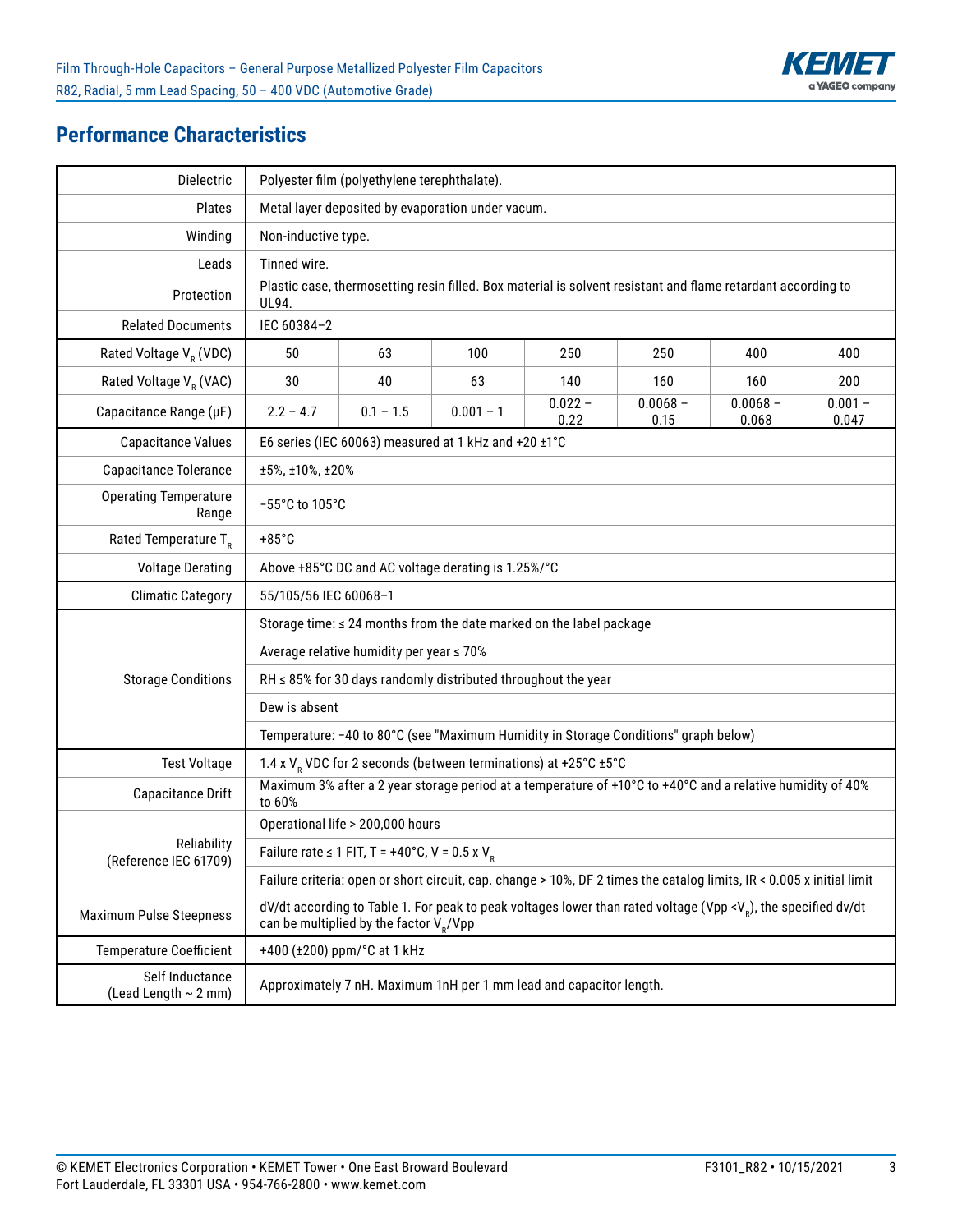## Performance Characteristics

| | | | | | | | |
|---|---|---|---|---|---|---|---|
| Dielectric | Polyester film (polyethylene terephthalate). | | | | | | |
| Plates | Metal layer deposited by evaporation under vacum. | | | | | | |
| Winding | Non-inductive type. | | | | | | |
| Leads | Tinned wire. | | | | | | |
| Protection | Plastic case, thermosetting resin filled. Box material is solvent resistant and flame retardant according to UL94. | | | | | | |
| Related Documents | IEC 60384–2 | | | | | | |
| Rated Voltage $V_R$ (VDC) | 50 | 63 | 100 | 250 | 250 | 400 | 400 |
| Rated Voltage $V_R$ (VAC) | 30 | 40 | 63 | 140 | 160 | 160 | 200 |
| Capacitance Range (µF) | 2.2 – 4.7 | 0.1 – 1.5 | 0.001 – 1 | 0.022 – 0.22 | 0.0068 – 0.15 | 0.0068 – 0.068 | 0.001 – 0.047 |
| Capacitance Values | E6 series (IEC 60063) measured at 1 kHz and +20 ±1°C | | | | | | |
| Capacitance Tolerance | ±5%, ±10%, ±20% | | | | | | |
| Operating Temperature Range | −55°C to 105°C | | | | | | |
| Rated Temperature $T_R$ | +85°C | | | | | | |
| Voltage Derating | Above +85°C DC and AC voltage derating is 1.25%/°C | | | | | | |
| Climatic Category | 55/105/56 IEC 60068–1 | | | | | | |
| Storage Conditions | Storage time: ≤ 24 months from the date marked on the label package | | | | | | |
| | Average relative humidity per year ≤ 70% | | | | | | |
| | RH ≤ 85% for 30 days randomly distributed throughout the year | | | | | | |
| | Dew is absent | | | | | | |
| | Temperature: -40 to 80°C (see "Maximum Humidity in Storage Conditions" graph below) | | | | | | |
| Test Voltage | 1.4 x $V_R$ VDC for 2 seconds (between terminations) at +25°C ±5°C | | | | | | |
| Capacitance Drift | Maximum 3% after a 2 year storage period at a temperature of +10°C to +40°C and a relative humidity of 40% to 60% | | | | | | |
| Reliability (Reference IEC 61709) | Operational life > 200,000 hours | | | | | | |
| | Failure rate ≤ 1 FIT, T = +40°C, V = 0.5 x $V_R$ | | | | | | |
| | Failure criteria: open or short circuit, cap. change > 10%, DF 2 times the catalog limits, IR < 0.005 x initial limit | | | | | | |
| Maximum Pulse Steepness | dV/dt according to Table 1. For peak to peak voltages lower than rated voltage (Vpp <$V_R$), the specified dv/dt can be multiplied by the factor $V_R$/Vpp | | | | | | |
| Temperature Coefficient | +400 (±200) ppm/°C at 1 kHz | | | | | | |
| Self Inductance (Lead Length ~ 2 mm) | Approximately 7 nH. Maximum 1nH per 1 mm lead and capacitor length. | | | | | | |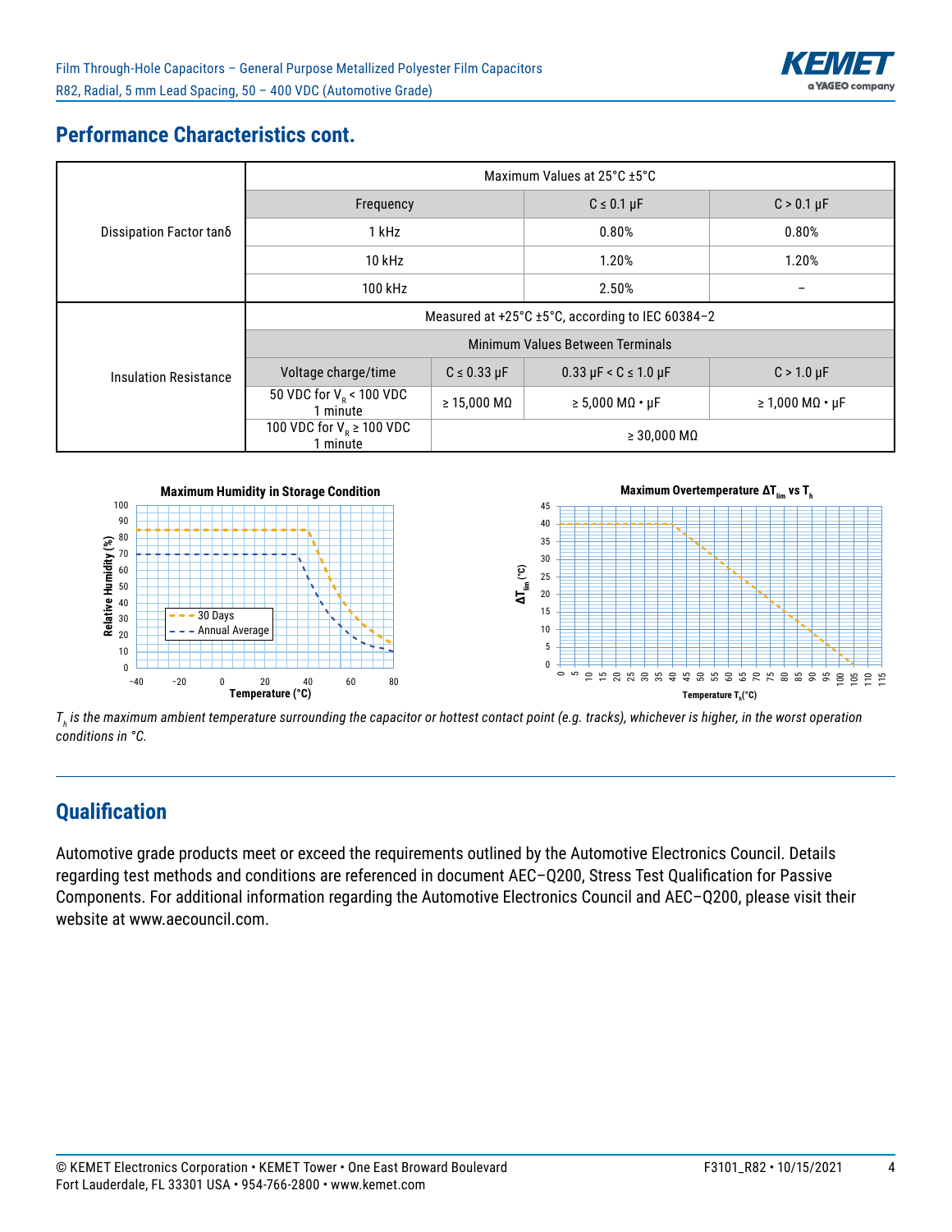## Performance Characteristics cont.

| | Maximum Values at 25°C ±5°C | | |
|---|---|---|---|
| Dissipation Factor tanδ | Frequency | C ≤ 0.1 µF | C > 0.1 µF |
| | 1 kHz | 0.80% | 0.80% |
| | 10 kHz | 1.20% | 1.20% |
| | 100 kHz | 2.50% | – |

| | Measured at +25°C ±5°C, according to IEC 60384–2 | | | |
|---|---|---|---|---|
| | Minimum Values Between Terminals | | | |
| Insulation Resistance | Voltage charge/time | C ≤ 0.33 µF | 0.33 µF < C ≤ 1.0 µF | C > 1.0 µF |
| | 50 VDC for $V_R$ < 100 VDC 1 minute | ≥ 15,000 MΩ | ≥ 5,000 MΩ • µF | ≥ 1,000 MΩ • µF |
| | 100 VDC for $V_R$ ≥ 100 VDC 1 minute | ≥ 30,000 MΩ | | |

**Maximum Humidity in Storage Condition**

**Maximum Overtemperature $\Delta T_{lim}$ vs $T_h$**

*$T_h$ is the maximum ambient temperature surrounding the capacitor or hottest contact point (e.g. tracks), whichever is higher, in the worst operation conditions in °C.*

## Qualification

Automotive grade products meet or exceed the requirements outlined by the Automotive Electronics Council. Details regarding test methods and conditions are referenced in document AEC–Q200, Stress Test Qualification for Passive Components. For additional information regarding the Automotive Electronics Council and AEC–Q200, please visit their website at www.aecouncil.com.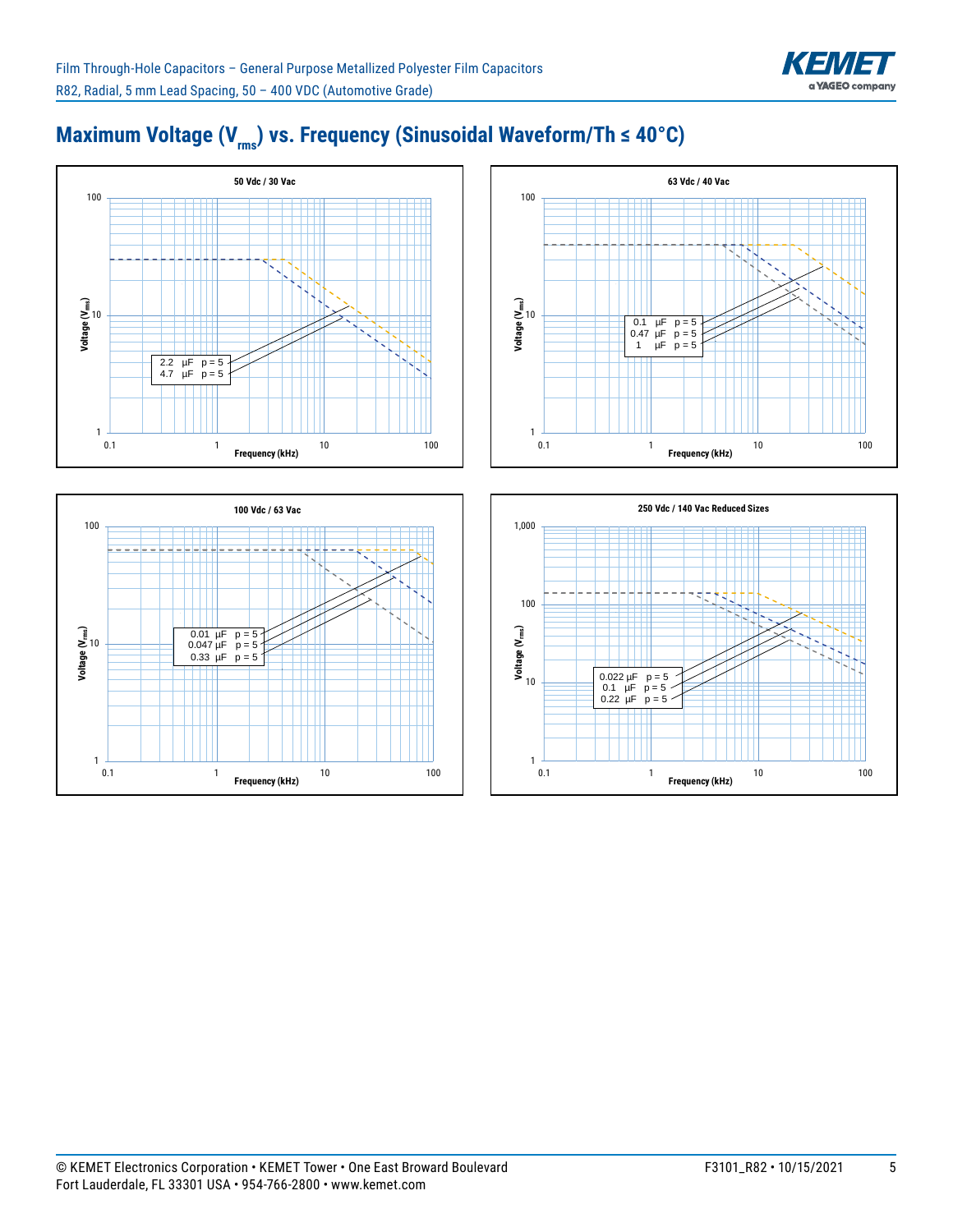## Maximum Voltage ($V_{rms}$) vs. Frequency (Sinusoidal Waveform/Th ≤ 40°C)

**50 Vdc / 30 Vac**

Voltage ($V_{rms}$) vs. Frequency (kHz)

2.2 µF p = 5
4.7 µF p = 5

**63 Vdc / 40 Vac**

Voltage ($V_{rms}$) vs. Frequency (kHz)

0.1 µF p = 5
0.47 µF p = 5
1 µF p = 5

**100 Vdc / 63 Vac**

Voltage ($V_{rms}$) vs. Frequency (kHz)

0.01 µF p = 5
0.047 µF p = 5
0.33 µF p = 5

**250 Vdc / 140 Vac Reduced Sizes**

Voltage ($V_{rms}$) vs. Frequency (kHz)

0.022 µF p = 5
0.1 µF p = 5
0.22 µF p = 5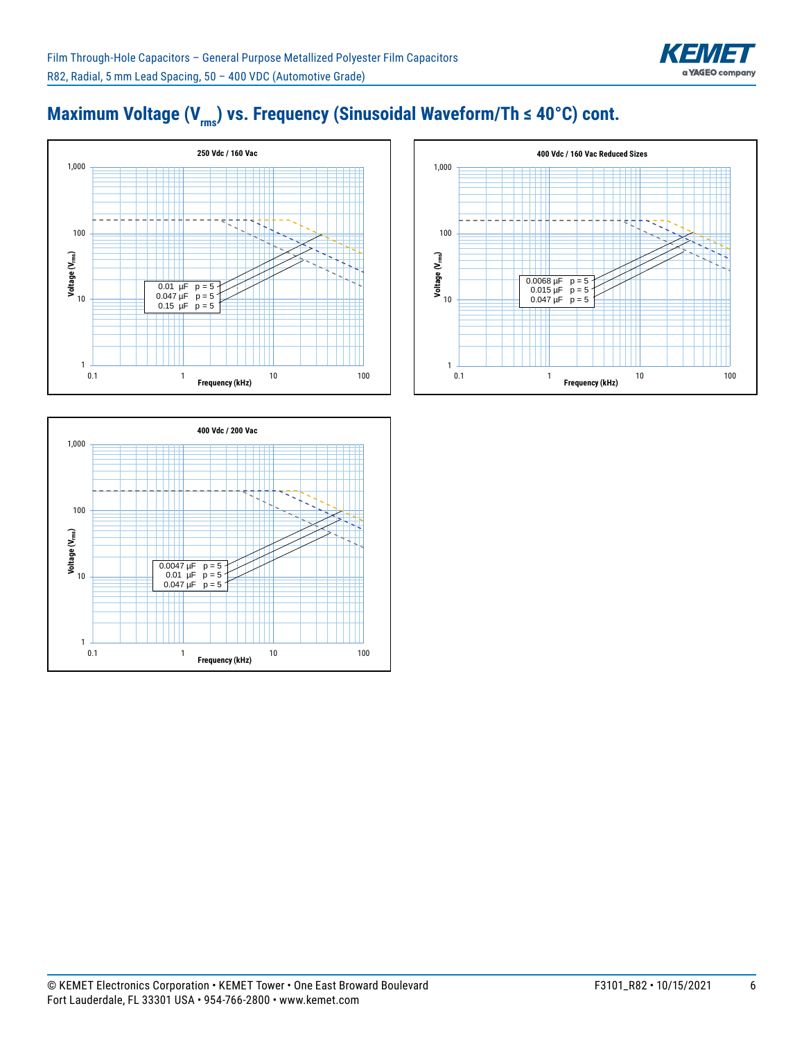## Maximum Voltage ($V_{rms}$) vs. Frequency (Sinusoidal Waveform/Th ≤ 40°C) cont.

**250 Vdc / 160 Vac**

Voltage ($V_{rms}$) vs. Frequency (kHz)

| Capacitance | p |
|---|---|
| 0.01 µF | p = 5 |
| 0.047 µF | p = 5 |
| 0.15 µF | p = 5 |

**400 Vdc / 160 Vac Reduced Sizes**

Voltage ($V_{rms}$) vs. Frequency (kHz)

| Capacitance | p |
|---|---|
| 0.0068 µF | p = 5 |
| 0.015 µF | p = 5 |
| 0.047 µF | p = 5 |

**400 Vdc / 200 Vac**

Voltage ($V_{rms}$) vs. Frequency (kHz)

| Capacitance | p |
|---|---|
| 0.0047 µF | p = 5 |
| 0.01 µF | p = 5 |
| 0.047 µF | p = 5 |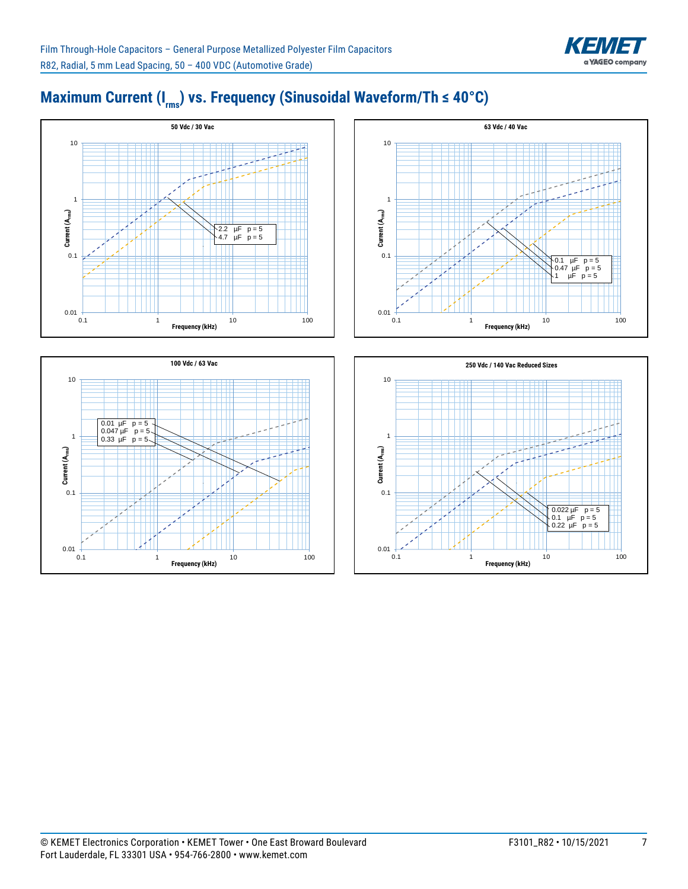## Maximum Current ($I_{rms}$) vs. Frequency (Sinusoidal Waveform/Th ≤ 40°C)

**50 Vdc / 30 Vac**

Current ($A_{rms}$) vs. Frequency (kHz)

2.2 µF p = 5
4.7 µF p = 5

**63 Vdc / 40 Vac**

Current ($A_{rms}$) vs. Frequency (kHz)

0.1 µF p = 5
0.47 µF p = 5
1 µF p = 5

**100 Vdc / 63 Vac**

Current ($A_{rms}$) vs. Frequency (kHz)

0.01 µF p = 5
0.047 µF p = 5
0.33 µF p = 5

**250 Vdc / 140 Vac Reduced Sizes**

Current ($A_{rms}$) vs. Frequency (kHz)

0.022 µF p = 5
0.1 µF p = 5
0.22 µF p = 5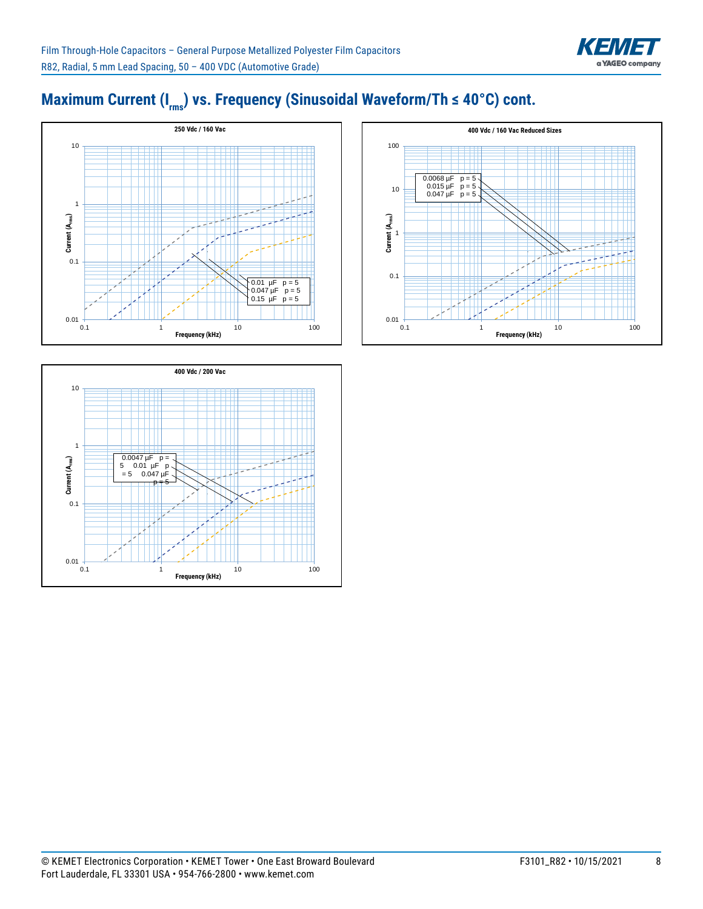## Maximum Current ($I_{rms}$) vs. Frequency (Sinusoidal Waveform/Th ≤ 40°C) cont.

**250 Vdc / 160 Vac**

Current ($A_{rms}$) vs. Frequency (kHz)

0.01 µF p = 5
0.047 µF p = 5
0.15 µF p = 5

**400 Vdc / 160 Vac Reduced Sizes**

Current ($A_{rms}$) vs. Frequency (kHz)

0.0068 µF p = 5
0.015 µF p = 5
0.047 µF p = 5

**400 Vdc / 200 Vac**

Current ($A_{rms}$) vs. Frequency (kHz)

0.0047 µF p = 5
0.01 µF p = 5
0.047 µF p = 5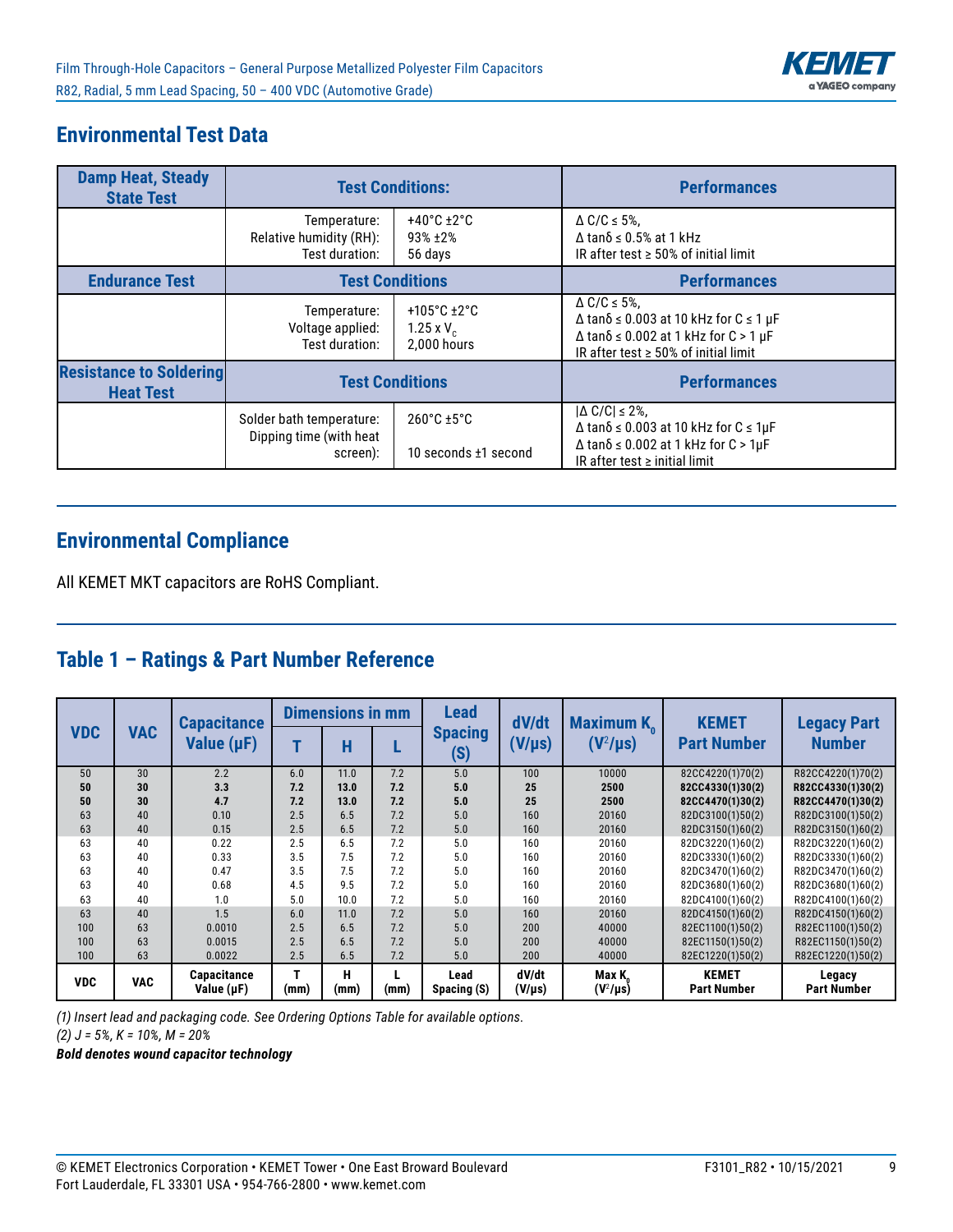## Environmental Test Data

| Damp Heat, Steady State Test | Test Conditions: | | Performances |
|---|---|---|---|
| | Temperature:<br>Relative humidity (RH):<br>Test duration: | +40°C ±2°C<br>93% ±2%<br>56 days | Δ C/C ≤ 5%,<br>Δ tanδ ≤ 0.5% at 1 kHz<br>IR after test ≥ 50% of initial limit |
| **Endurance Test** | **Test Conditions** | | **Performances** |
| | Temperature:<br>Voltage applied:<br>Test duration: | +105°C ±2°C<br>1.25 x $V_C$<br>2,000 hours | Δ C/C ≤ 5%,<br>Δ tanδ ≤ 0.003 at 10 kHz for C ≤ 1 µF<br>Δ tanδ ≤ 0.002 at 1 kHz for C > 1 µF<br>IR after test ≥ 50% of initial limit |
| **Resistance to Soldering Heat Test** | **Test Conditions** | | **Performances** |
| | Solder bath temperature:<br>Dipping time (with heat screen): | 260°C ±5°C<br>10 seconds ±1 second | \|Δ C/C\| ≤ 2%,<br>Δ tanδ ≤ 0.003 at 10 kHz for C ≤ 1µF<br>Δ tanδ ≤ 0.002 at 1 kHz for C > 1µF<br>IR after test ≥ initial limit |

## Environmental Compliance

All KEMET MKT capacitors are RoHS Compliant.

## Table 1 – Ratings & Part Number Reference

| VDC | VAC | Capacitance Value (µF) | Dimensions in mm T | H | L | Lead Spacing (S) | dV/dt (V/µs) | Maximum $K_0$ ($V^2$/µs) | KEMET Part Number | Legacy Part Number |
|---|---|---|---|---|---|---|---|---|---|---|
| 50 | 30 | 2.2 | 6.0 | 11.0 | 7.2 | 5.0 | 100 | 10000 | 82CC4220(1)70(2) | R82CC4220(1)70(2) |
| **50** | **30** | **3.3** | **7.2** | **13.0** | **7.2** | **5.0** | **25** | **2500** | **82CC4330(1)30(2)** | **R82CC4330(1)30(2)** |
| **50** | **30** | **4.7** | **7.2** | **13.0** | **7.2** | **5.0** | **25** | **2500** | **82CC4470(1)30(2)** | **R82CC4470(1)30(2)** |
| 63 | 40 | 0.10 | 2.5 | 6.5 | 7.2 | 5.0 | 160 | 20160 | 82DC3100(1)50(2) | R82DC3100(1)50(2) |
| 63 | 40 | 0.15 | 2.5 | 6.5 | 7.2 | 5.0 | 160 | 20160 | 82DC3150(1)60(2) | R82DC3150(1)60(2) |
| 63 | 40 | 0.22 | 2.5 | 6.5 | 7.2 | 5.0 | 160 | 20160 | 82DC3220(1)60(2) | R82DC3220(1)60(2) |
| 63 | 40 | 0.33 | 3.5 | 7.5 | 7.2 | 5.0 | 160 | 20160 | 82DC3330(1)60(2) | R82DC3330(1)60(2) |
| 63 | 40 | 0.47 | 3.5 | 7.5 | 7.2 | 5.0 | 160 | 20160 | 82DC3470(1)60(2) | R82DC3470(1)60(2) |
| 63 | 40 | 0.68 | 4.5 | 9.5 | 7.2 | 5.0 | 160 | 20160 | 82DC3680(1)60(2) | R82DC3680(1)60(2) |
| 63 | 40 | 1.0 | 5.0 | 10.0 | 7.2 | 5.0 | 160 | 20160 | 82DC4100(1)60(2) | R82DC4100(1)60(2) |
| 63 | 40 | 1.5 | 6.0 | 11.0 | 7.2 | 5.0 | 160 | 20160 | 82DC4150(1)60(2) | R82DC4150(1)60(2) |
| 100 | 63 | 0.0010 | 2.5 | 6.5 | 7.2 | 5.0 | 200 | 40000 | 82EC1100(1)50(2) | R82EC1100(1)50(2) |
| 100 | 63 | 0.0015 | 2.5 | 6.5 | 7.2 | 5.0 | 200 | 40000 | 82EC1150(1)50(2) | R82EC1150(1)50(2) |
| 100 | 63 | 0.0022 | 2.5 | 6.5 | 7.2 | 5.0 | 200 | 40000 | 82EC1220(1)50(2) | R82EC1220(1)50(2) |
| VDC | VAC | Capacitance Value (µF) | T (mm) | H (mm) | L (mm) | Lead Spacing (S) | dV/dt (V/µs) | Max $K_0$ ($V^2$/µs) | KEMET Part Number | Legacy Part Number |

*(1) Insert lead and packaging code. See Ordering Options Table for available options.*
*(2) J = 5%, K = 10%, M = 20%*
***Bold denotes wound capacitor technology***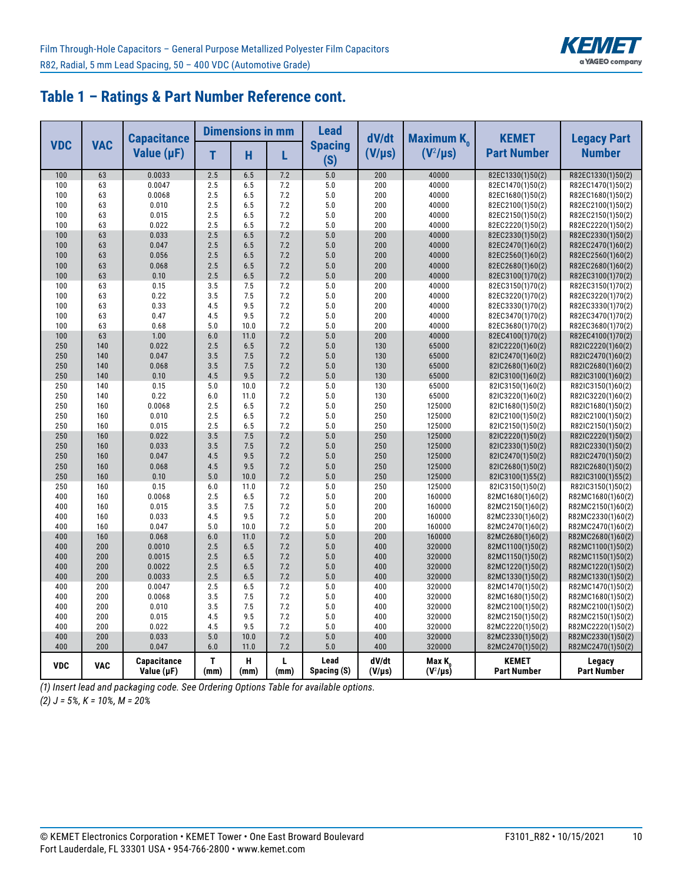## Table 1 – Ratings & Part Number Reference cont.

| VDC | VAC | Capacitance Value (µF) | Dimensions in mm | | | Lead Spacing (S) | dV/dt (V/µs) | Maximum $K_0$ ($V^2$/µs) | KEMET Part Number | Legacy Part Number |
|---|---|---|---|---|---|---|---|---|---|---|
| | | | T | H | L | | | | | |
| 100 | 63 | 0.0033 | 2.5 | 6.5 | 7.2 | 5.0 | 200 | 40000 | 82EC1330(1)50(2) | R82EC1330(1)50(2) |
| 100 | 63 | 0.0047 | 2.5 | 6.5 | 7.2 | 5.0 | 200 | 40000 | 82EC1470(1)50(2) | R82EC1470(1)50(2) |
| 100 | 63 | 0.0068 | 2.5 | 6.5 | 7.2 | 5.0 | 200 | 40000 | 82EC1680(1)50(2) | R82EC1680(1)50(2) |
| 100 | 63 | 0.010 | 2.5 | 6.5 | 7.2 | 5.0 | 200 | 40000 | 82EC2100(1)50(2) | R82EC2100(1)50(2) |
| 100 | 63 | 0.015 | 2.5 | 6.5 | 7.2 | 5.0 | 200 | 40000 | 82EC2150(1)50(2) | R82EC2150(1)50(2) |
| 100 | 63 | 0.022 | 2.5 | 6.5 | 7.2 | 5.0 | 200 | 40000 | 82EC2220(1)50(2) | R82EC2220(1)50(2) |
| 100 | 63 | 0.033 | 2.5 | 6.5 | 7.2 | 5.0 | 200 | 40000 | 82EC2330(1)50(2) | R82EC2330(1)50(2) |
| 100 | 63 | 0.047 | 2.5 | 6.5 | 7.2 | 5.0 | 200 | 40000 | 82EC2470(1)60(2) | R82EC2470(1)60(2) |
| 100 | 63 | 0.056 | 2.5 | 6.5 | 7.2 | 5.0 | 200 | 40000 | 82EC2560(1)60(2) | R82EC2560(1)60(2) |
| 100 | 63 | 0.068 | 2.5 | 6.5 | 7.2 | 5.0 | 200 | 40000 | 82EC2680(1)60(2) | R82EC2680(1)60(2) |
| 100 | 63 | 0.10 | 2.5 | 6.5 | 7.2 | 5.0 | 200 | 40000 | 82EC3100(1)70(2) | R82EC3100(1)70(2) |
| 100 | 63 | 0.15 | 3.5 | 7.5 | 7.2 | 5.0 | 200 | 40000 | 82EC3150(1)70(2) | R82EC3150(1)70(2) |
| 100 | 63 | 0.22 | 3.5 | 7.5 | 7.2 | 5.0 | 200 | 40000 | 82EC3220(1)70(2) | R82EC3220(1)70(2) |
| 100 | 63 | 0.33 | 4.5 | 9.5 | 7.2 | 5.0 | 200 | 40000 | 82EC3330(1)70(2) | R82EC3330(1)70(2) |
| 100 | 63 | 0.47 | 4.5 | 9.5 | 7.2 | 5.0 | 200 | 40000 | 82EC3470(1)70(2) | R82EC3470(1)70(2) |
| 100 | 63 | 0.68 | 5.0 | 10.0 | 7.2 | 5.0 | 200 | 40000 | 82EC3680(1)70(2) | R82EC3680(1)70(2) |
| 100 | 63 | 1.00 | 6.0 | 11.0 | 7.2 | 5.0 | 200 | 40000 | 82EC4100(1)70(2) | R82EC4100(1)70(2) |
| 250 | 140 | 0.022 | 2.5 | 6.5 | 7.2 | 5.0 | 130 | 65000 | 82IC2220(1)60(2) | R82IC2220(1)60(2) |
| 250 | 140 | 0.047 | 3.5 | 7.5 | 7.2 | 5.0 | 130 | 65000 | 82IC2470(1)60(2) | R82IC2470(1)60(2) |
| 250 | 140 | 0.068 | 3.5 | 7.5 | 7.2 | 5.0 | 130 | 65000 | 82IC2680(1)60(2) | R82IC2680(1)60(2) |
| 250 | 140 | 0.10 | 4.5 | 9.5 | 7.2 | 5.0 | 130 | 65000 | 82IC3100(1)60(2) | R82IC3100(1)60(2) |
| 250 | 140 | 0.15 | 5.0 | 10.0 | 7.2 | 5.0 | 130 | 65000 | 82IC3150(1)60(2) | R82IC3150(1)60(2) |
| 250 | 140 | 0.22 | 6.0 | 11.0 | 7.2 | 5.0 | 130 | 65000 | 82IC3220(1)60(2) | R82IC3220(1)60(2) |
| 250 | 160 | 0.0068 | 2.5 | 6.5 | 7.2 | 5.0 | 250 | 125000 | 82IC1680(1)50(2) | R82IC1680(1)50(2) |
| 250 | 160 | 0.010 | 2.5 | 6.5 | 7.2 | 5.0 | 250 | 125000 | 82IC2100(1)50(2) | R82IC2100(1)50(2) |
| 250 | 160 | 0.015 | 2.5 | 6.5 | 7.2 | 5.0 | 250 | 125000 | 82IC2150(1)50(2) | R82IC2150(1)50(2) |
| 250 | 160 | 0.022 | 3.5 | 7.5 | 7.2 | 5.0 | 250 | 125000 | 82IC2220(1)50(2) | R82IC2220(1)50(2) |
| 250 | 160 | 0.033 | 3.5 | 7.5 | 7.2 | 5.0 | 250 | 125000 | 82IC2330(1)50(2) | R82IC2330(1)50(2) |
| 250 | 160 | 0.047 | 4.5 | 9.5 | 7.2 | 5.0 | 250 | 125000 | 82IC2470(1)50(2) | R82IC2470(1)50(2) |
| 250 | 160 | 0.068 | 4.5 | 9.5 | 7.2 | 5.0 | 250 | 125000 | 82IC2680(1)50(2) | R82IC2680(1)50(2) |
| 250 | 160 | 0.10 | 5.0 | 10.0 | 7.2 | 5.0 | 250 | 125000 | 82IC3100(1)55(2) | R82IC3100(1)55(2) |
| 250 | 160 | 0.15 | 6.0 | 11.0 | 7.2 | 5.0 | 250 | 125000 | 82IC3150(1)50(2) | R82IC3150(1)50(2) |
| 400 | 160 | 0.0068 | 2.5 | 6.5 | 7.2 | 5.0 | 200 | 160000 | 82MC1680(1)60(2) | R82MC1680(1)60(2) |
| 400 | 160 | 0.015 | 3.5 | 7.5 | 7.2 | 5.0 | 200 | 160000 | 82MC2150(1)60(2) | R82MC2150(1)60(2) |
| 400 | 160 | 0.033 | 4.5 | 9.5 | 7.2 | 5.0 | 200 | 160000 | 82MC2330(1)60(2) | R82MC2330(1)60(2) |
| 400 | 160 | 0.047 | 5.0 | 10.0 | 7.2 | 5.0 | 200 | 160000 | 82MC2470(1)60(2) | R82MC2470(1)60(2) |
| 400 | 160 | 0.068 | 6.0 | 11.0 | 7.2 | 5.0 | 200 | 160000 | 82MC2680(1)60(2) | R82MC2680(1)60(2) |
| 400 | 200 | 0.0010 | 2.5 | 6.5 | 7.2 | 5.0 | 400 | 320000 | 82MC1100(1)50(2) | R82MC1100(1)50(2) |
| 400 | 200 | 0.0015 | 2.5 | 6.5 | 7.2 | 5.0 | 400 | 320000 | 82MC1150(1)50(2) | R82MC1150(1)50(2) |
| 400 | 200 | 0.0022 | 2.5 | 6.5 | 7.2 | 5.0 | 400 | 320000 | 82MC1220(1)50(2) | R82MC1220(1)50(2) |
| 400 | 200 | 0.0033 | 2.5 | 6.5 | 7.2 | 5.0 | 400 | 320000 | 82MC1330(1)50(2) | R82MC1330(1)50(2) |
| 400 | 200 | 0.0047 | 2.5 | 6.5 | 7.2 | 5.0 | 400 | 320000 | 82MC1470(1)50(2) | R82MC1470(1)50(2) |
| 400 | 200 | 0.0068 | 3.5 | 7.5 | 7.2 | 5.0 | 400 | 320000 | 82MC1680(1)50(2) | R82MC1680(1)50(2) |
| 400 | 200 | 0.010 | 3.5 | 7.5 | 7.2 | 5.0 | 400 | 320000 | 82MC2100(1)50(2) | R82MC2100(1)50(2) |
| 400 | 200 | 0.015 | 4.5 | 9.5 | 7.2 | 5.0 | 400 | 320000 | 82MC2150(1)50(2) | R82MC2150(1)50(2) |
| 400 | 200 | 0.022 | 4.5 | 9.5 | 7.2 | 5.0 | 400 | 320000 | 82MC2220(1)50(2) | R82MC2220(1)50(2) |
| 400 | 200 | 0.033 | 5.0 | 10.0 | 7.2 | 5.0 | 400 | 320000 | 82MC2330(1)50(2) | R82MC2330(1)50(2) |
| 400 | 200 | 0.047 | 6.0 | 11.0 | 7.2 | 5.0 | 400 | 320000 | 82MC2470(1)50(2) | R82MC2470(1)50(2) |
| VDC | VAC | Capacitance Value (µF) | T (mm) | H (mm) | L (mm) | Lead Spacing (S) | dV/dt (V/µs) | Max $K_0$ ($V^2$/µs) | KEMET Part Number | Legacy Part Number |

*(1) Insert lead and packaging code. See Ordering Options Table for available options.*

*(2) J = 5%, K = 10%, M = 20%*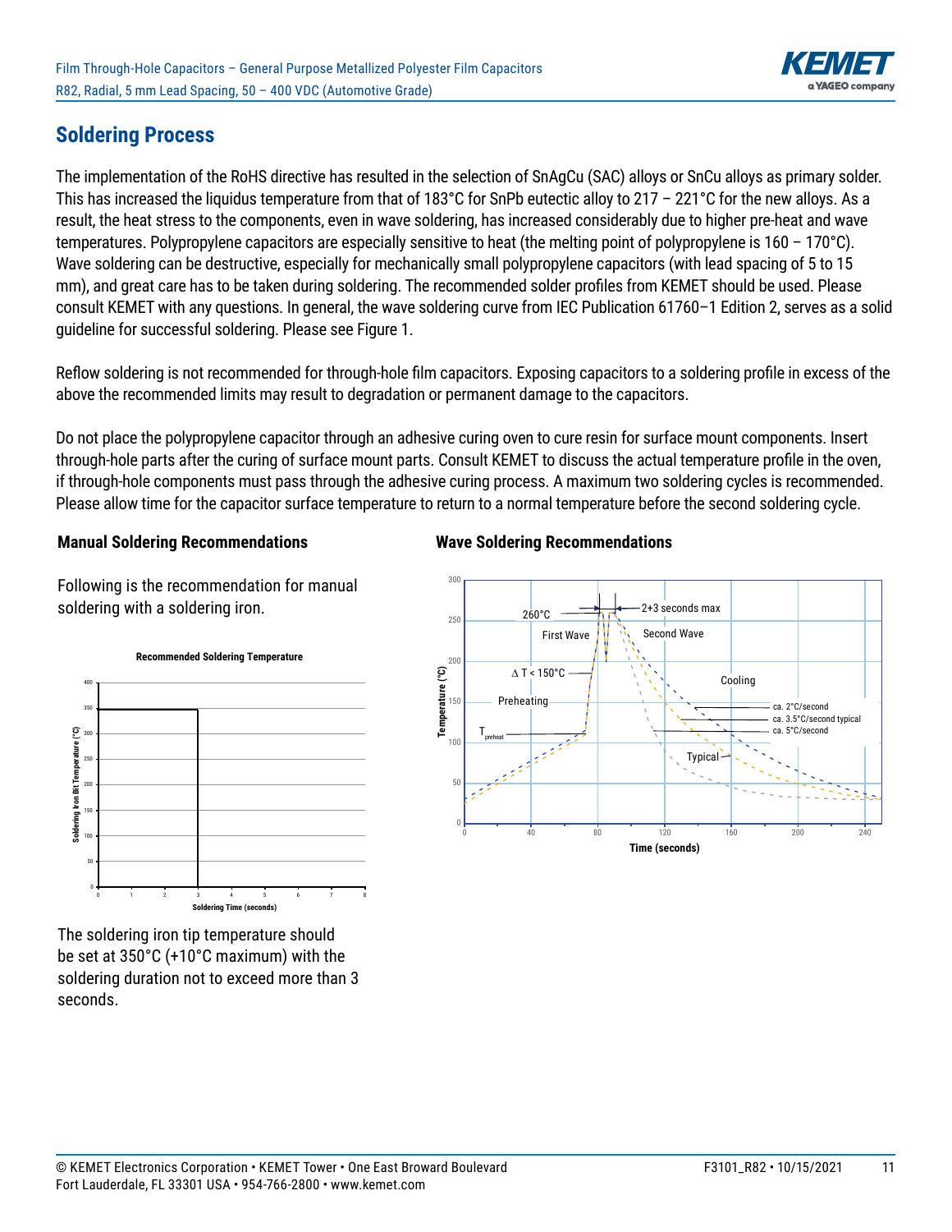## Soldering Process

The implementation of the RoHS directive has resulted in the selection of SnAgCu (SAC) alloys or SnCu alloys as primary solder. This has increased the liquidus temperature from that of 183°C for SnPb eutectic alloy to 217 – 221°C for the new alloys. As a result, the heat stress to the components, even in wave soldering, has increased considerably due to higher pre-heat and wave temperatures. Polypropylene capacitors are especially sensitive to heat (the melting point of polypropylene is 160 – 170°C). Wave soldering can be destructive, especially for mechanically small polypropylene capacitors (with lead spacing of 5 to 15 mm), and great care has to be taken during soldering. The recommended solder profiles from KEMET should be used. Please consult KEMET with any questions. In general, the wave soldering curve from IEC Publication 61760–1 Edition 2, serves as a solid guideline for successful soldering. Please see Figure 1.

Reflow soldering is not recommended for through-hole film capacitors. Exposing capacitors to a soldering profile in excess of the above the recommended limits may result to degradation or permanent damage to the capacitors.

Do not place the polypropylene capacitor through an adhesive curing oven to cure resin for surface mount components. Insert through-hole parts after the curing of surface mount parts. Consult KEMET to discuss the actual temperature profile in the oven, if through-hole components must pass through the adhesive curing process. A maximum two soldering cycles is recommended. Please allow time for the capacitor surface temperature to return to a normal temperature before the second soldering cycle.

### Manual Soldering Recommendations

Following is the recommendation for manual soldering with a soldering iron.

**Recommended Soldering Temperature**

The soldering iron tip temperature should be set at 350°C (+10°C maximum) with the soldering duration not to exceed more than 3 seconds.

### Wave Soldering Recommendations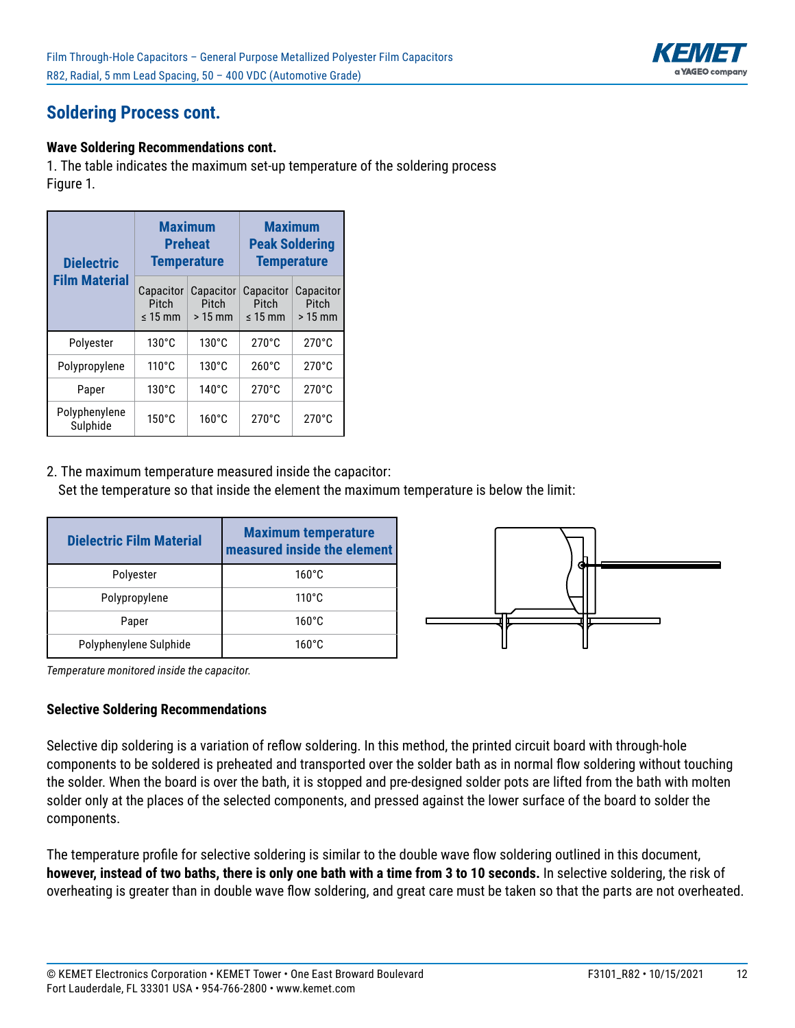## Soldering Process cont.

### Wave Soldering Recommendations cont.

1. The table indicates the maximum set-up temperature of the soldering process
Figure 1.

| Dielectric Film Material | Maximum Preheat Temperature | | Maximum Peak Soldering Temperature | |
|---|---|---|---|---|
| | Capacitor Pitch ≤ 15 mm | Capacitor Pitch > 15 mm | Capacitor Pitch ≤ 15 mm | Capacitor Pitch > 15 mm |
| Polyester | 130°C | 130°C | 270°C | 270°C |
| Polypropylene | 110°C | 130°C | 260°C | 270°C |
| Paper | 130°C | 140°C | 270°C | 270°C |
| Polyphenylene Sulphide | 150°C | 160°C | 270°C | 270°C |

2. The maximum temperature measured inside the capacitor:
   Set the temperature so that inside the element the maximum temperature is below the limit:

| Dielectric Film Material | Maximum temperature measured inside the element |
|---|---|
| Polyester | 160°C |
| Polypropylene | 110°C |
| Paper | 160°C |
| Polyphenylene Sulphide | 160°C |

*Temperature monitored inside the capacitor.*

### Selective Soldering Recommendations

Selective dip soldering is a variation of reflow soldering. In this method, the printed circuit board with through-hole components to be soldered is preheated and transported over the solder bath as in normal flow soldering without touching the solder. When the board is over the bath, it is stopped and pre-designed solder pots are lifted from the bath with molten solder only at the places of the selected components, and pressed against the lower surface of the board to solder the components.

The temperature profile for selective soldering is similar to the double wave flow soldering outlined in this document, **however, instead of two baths, there is only one bath with a time from 3 to 10 seconds.** In selective soldering, the risk of overheating is greater than in double wave flow soldering, and great care must be taken so that the parts are not overheated.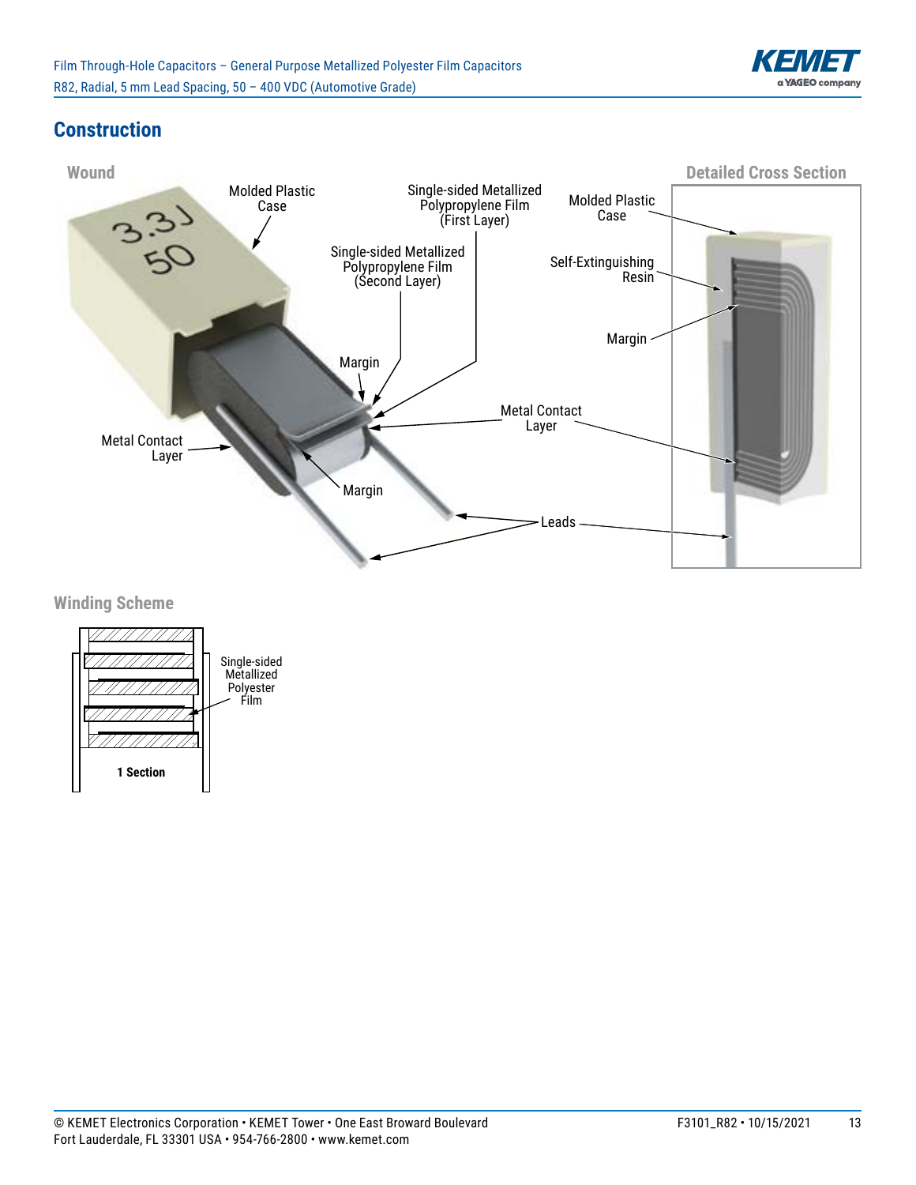## Construction

### Wound

Molded Plastic Case

Single-sided Metallized Polypropylene Film (First Layer)

Single-sided Metallized Polypropylene Film (Second Layer)

Margin

Metal Contact Layer

Margin

Metal Contact Layer

Leads

### Detailed Cross Section

Molded Plastic Case

Self-Extinguishing Resin

Margin

### Winding Scheme

Single-sided Metallized Polyester Film

**1 Section**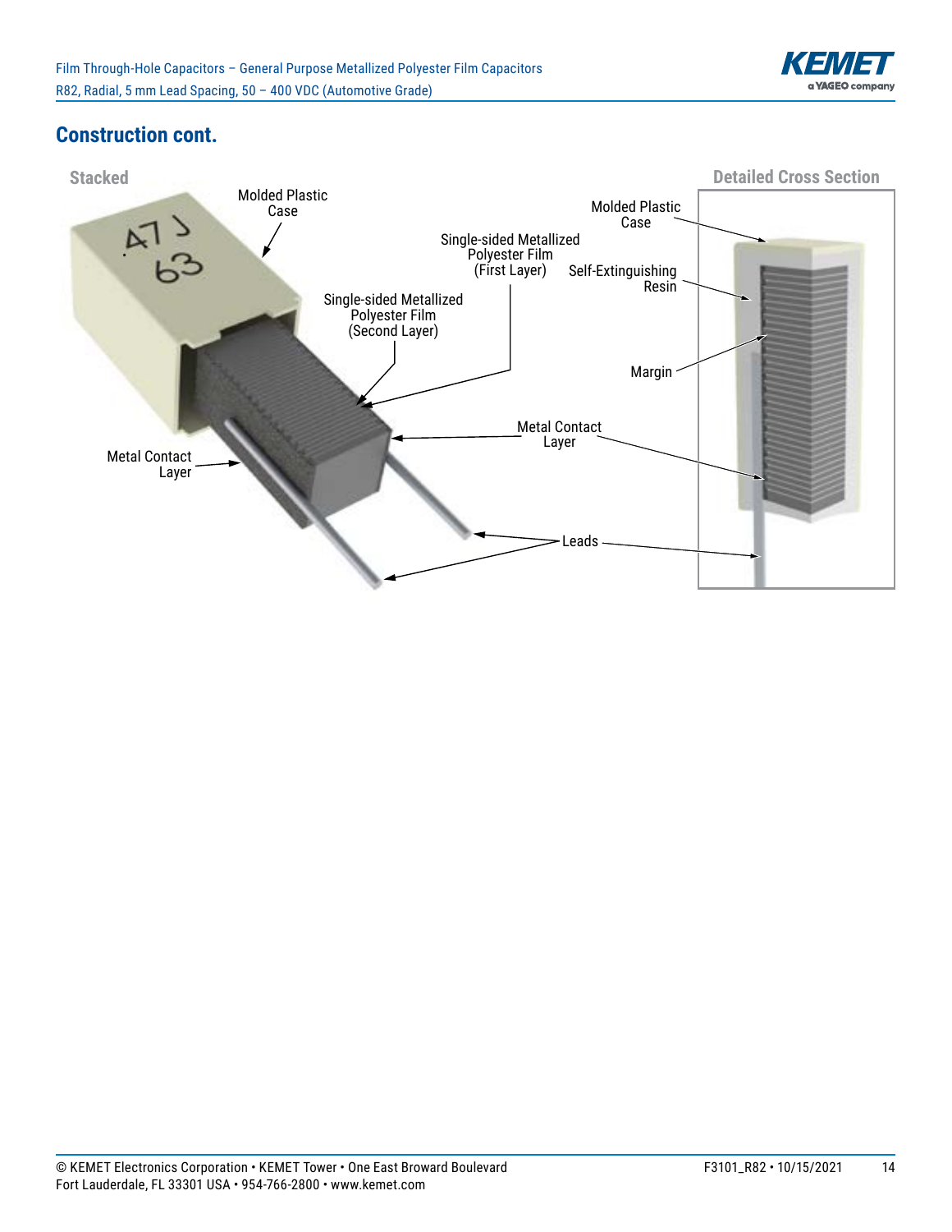## Construction cont.

Stacked

Detailed Cross Section

Molded Plastic Case

Single-sided Metallized Polyester Film (First Layer)

Single-sided Metallized Polyester Film (Second Layer)

Self-Extinguishing Resin

Margin

Metal Contact Layer

Metal Contact Layer

Leads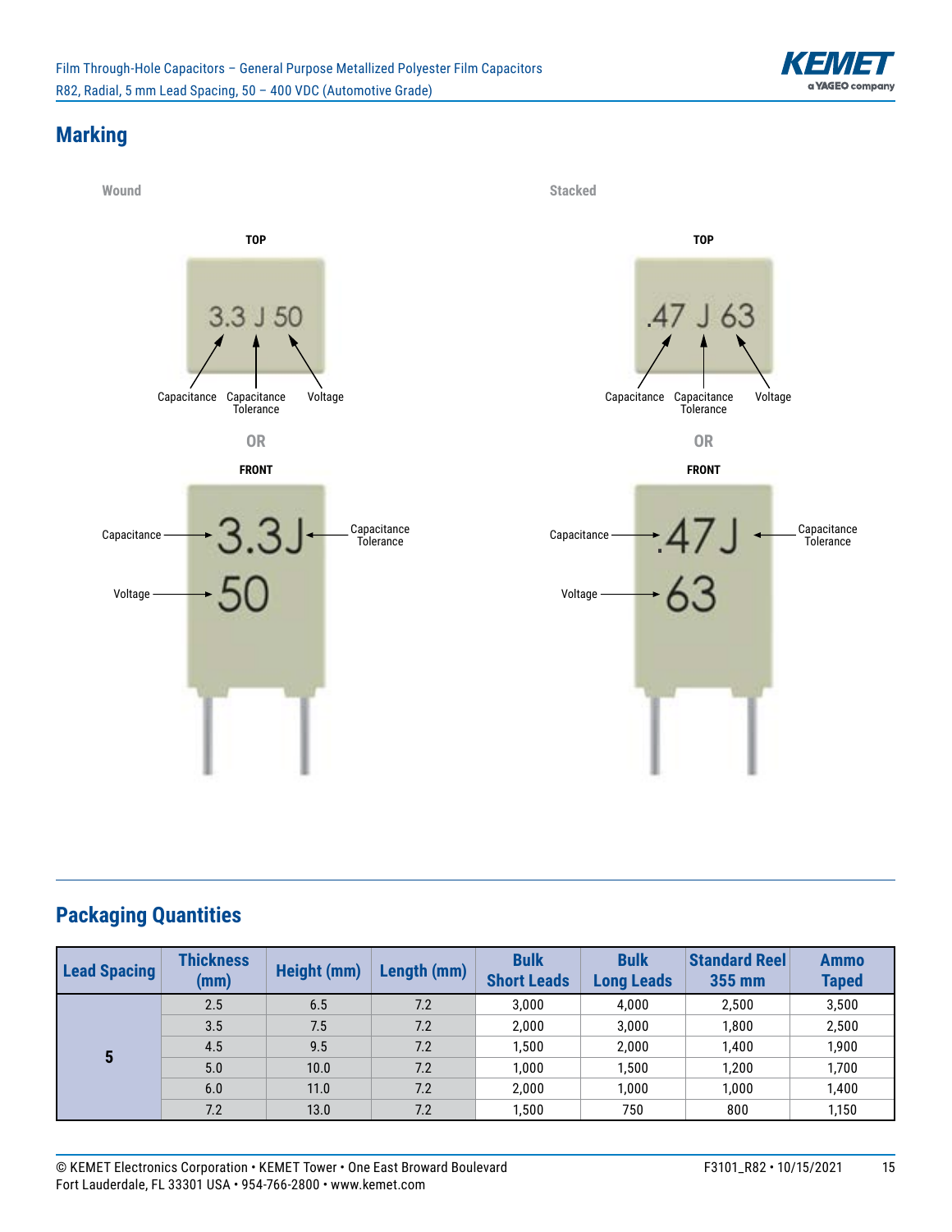## Marking

Wound

TOP

3.3 J 50

Capacitance Capacitance Tolerance Voltage

OR

FRONT

Capacitance → 3.3J ← Capacitance Tolerance

Voltage → 50

Stacked

TOP

.47 J 63

Capacitance Capacitance Tolerance Voltage

OR

FRONT

Capacitance → .47J ← Capacitance Tolerance

Voltage → 63

## Packaging Quantities

| Lead Spacing | Thickness (mm) | Height (mm) | Length (mm) | Bulk Short Leads | Bulk Long Leads | Standard Reel 355 mm | Ammo Taped |
|---|---|---|---|---|---|---|---|
| 5 | 2.5 | 6.5 | 7.2 | 3,000 | 4,000 | 2,500 | 3,500 |
| | 3.5 | 7.5 | 7.2 | 2,000 | 3,000 | 1,800 | 2,500 |
| | 4.5 | 9.5 | 7.2 | 1,500 | 2,000 | 1,400 | 1,900 |
| | 5.0 | 10.0 | 7.2 | 1,000 | 1,500 | 1,200 | 1,700 |
| | 6.0 | 11.0 | 7.2 | 2,000 | 1,000 | 1,000 | 1,400 |
| | 7.2 | 13.0 | 7.2 | 1,500 | 750 | 800 | 1,150 |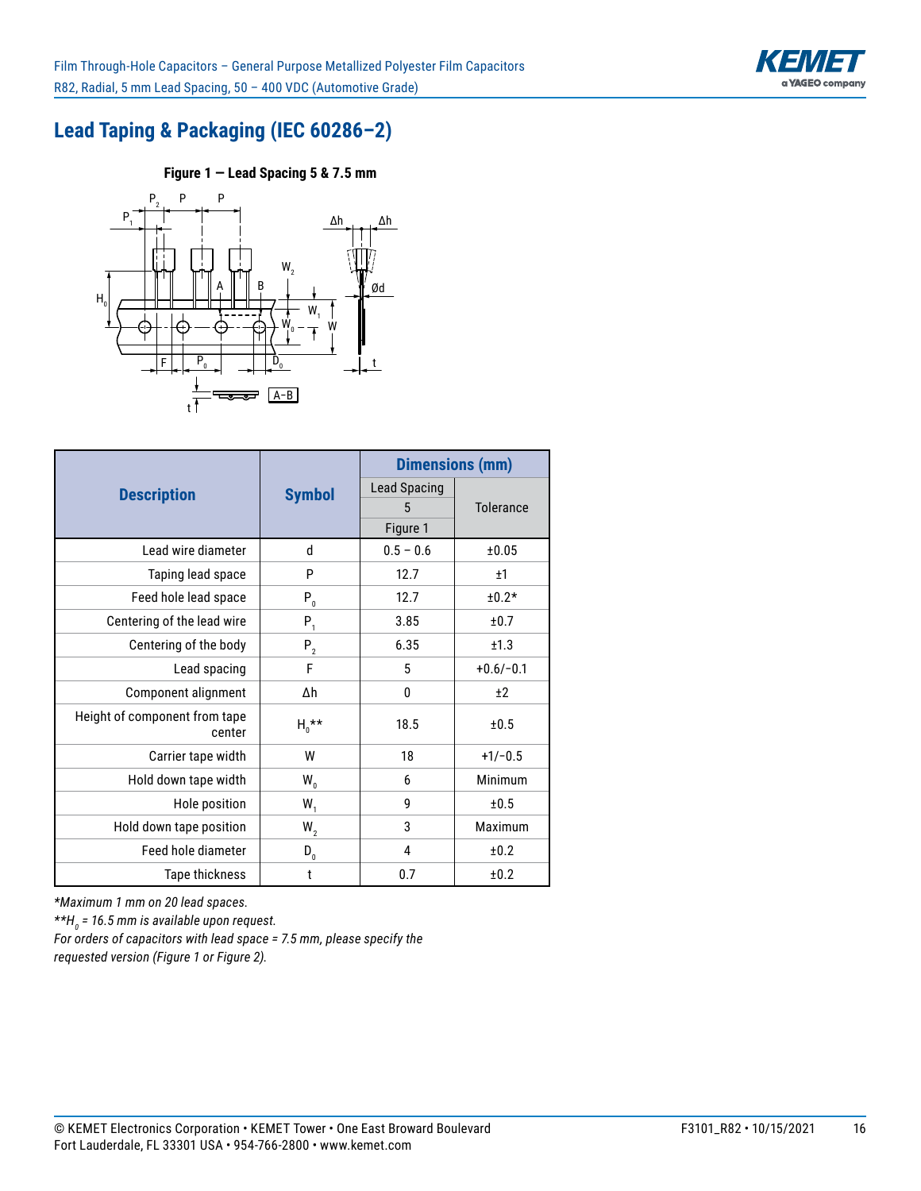## Lead Taping & Packaging (IEC 60286–2)

**Figure 1 — Lead Spacing 5 & 7.5 mm**

| Description | Symbol | Dimensions (mm) | |
|---|---|---|---|
| | | Lead Spacing 5 Figure 1 | Tolerance |
| Lead wire diameter | d | 0.5 – 0.6 | ±0.05 |
| Taping lead space | P | 12.7 | ±1 |
| Feed hole lead space | $P_0$ | 12.7 | ±0.2* |
| Centering of the lead wire | $P_1$ | 3.85 | ±0.7 |
| Centering of the body | $P_2$ | 6.35 | ±1.3 |
| Lead spacing | F | 5 | +0.6/−0.1 |
| Component alignment | Δh | 0 | ±2 |
| Height of component from tape center | $H_0$** | 18.5 | ±0.5 |
| Carrier tape width | W | 18 | +1/−0.5 |
| Hold down tape width | $W_0$ | 6 | Minimum |
| Hole position | $W_1$ | 9 | ±0.5 |
| Hold down tape position | $W_2$ | 3 | Maximum |
| Feed hole diameter | $D_0$ | 4 | ±0.2 |
| Tape thickness | t | 0.7 | ±0.2 |

*\*Maximum 1 mm on 20 lead spaces.*

*\*\*$H_0$ = 16.5 mm is available upon request.*

*For orders of capacitors with lead space = 7.5 mm, please specify the requested version (Figure 1 or Figure 2).*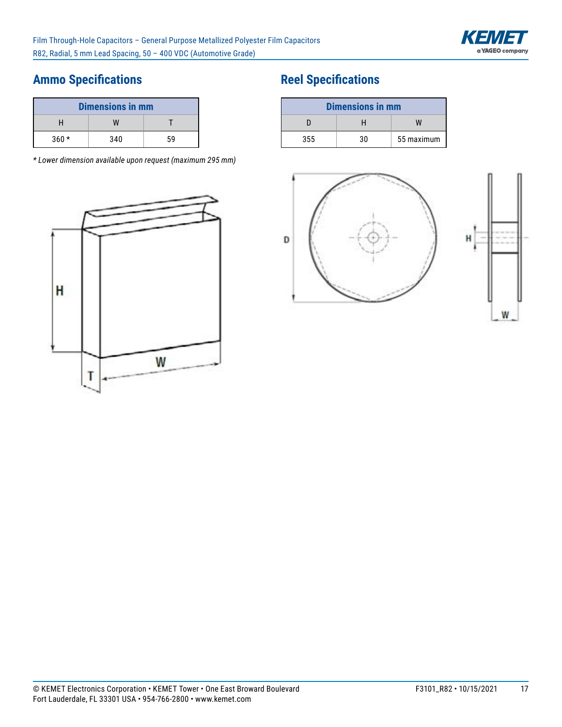## Ammo Specifications

| Dimensions in mm | | |
|---|---|---|
| H | W | T |
| 360 * | 340 | 59 |

*\* Lower dimension available upon request (maximum 295 mm)*

## Reel Specifications

| Dimensions in mm | | |
|---|---|---|
| D | H | W |
| 355 | 30 | 55 maximum |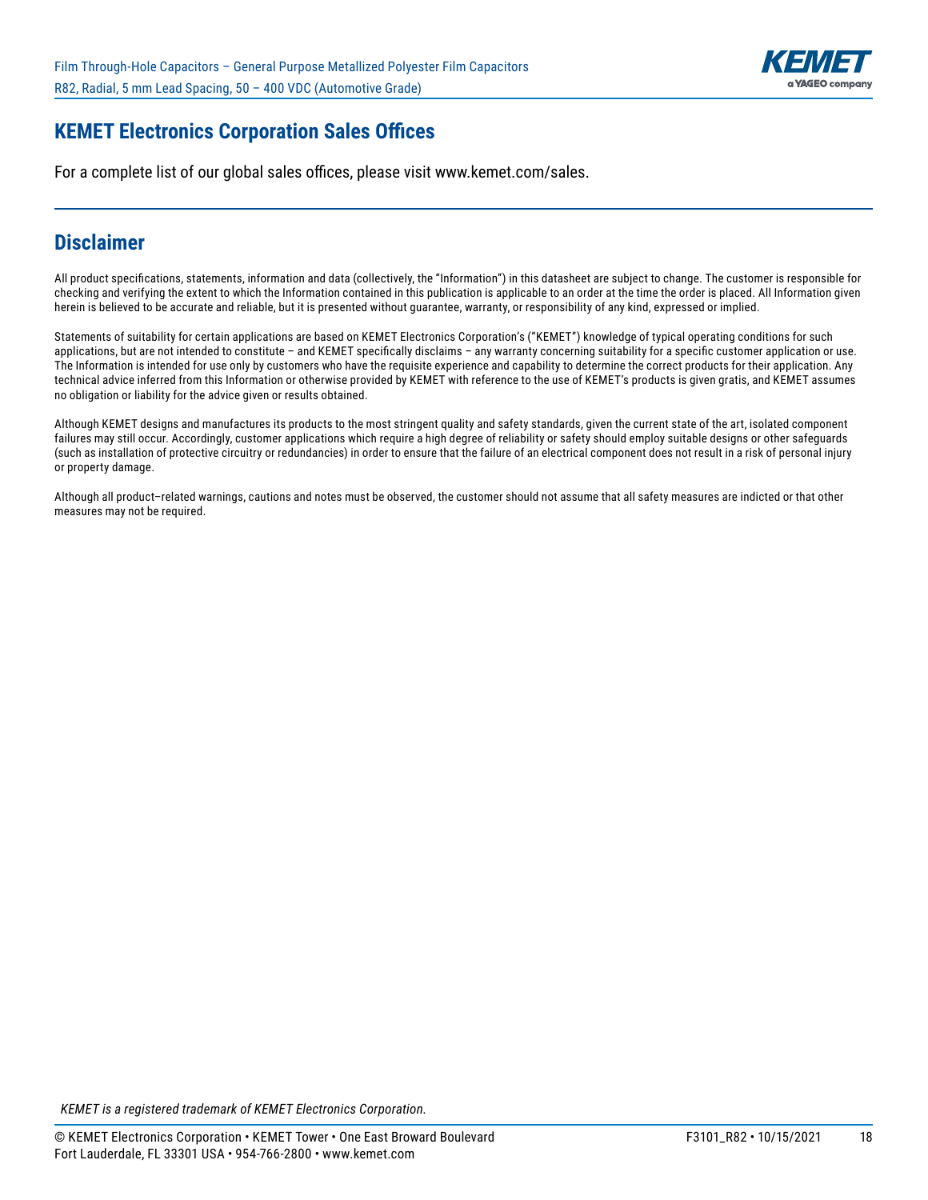## KEMET Electronics Corporation Sales Offices

For a complete list of our global sales offices, please visit www.kemet.com/sales.

## Disclaimer

All product specifications, statements, information and data (collectively, the "Information") in this datasheet are subject to change. The customer is responsible for checking and verifying the extent to which the Information contained in this publication is applicable to an order at the time the order is placed. All Information given herein is believed to be accurate and reliable, but it is presented without guarantee, warranty, or responsibility of any kind, expressed or implied.

Statements of suitability for certain applications are based on KEMET Electronics Corporation's ("KEMET") knowledge of typical operating conditions for such applications, but are not intended to constitute – and KEMET specifically disclaims – any warranty concerning suitability for a specific customer application or use. The Information is intended for use only by customers who have the requisite experience and capability to determine the correct products for their application. Any technical advice inferred from this Information or otherwise provided by KEMET with reference to the use of KEMET's products is given gratis, and KEMET assumes no obligation or liability for the advice given or results obtained.

Although KEMET designs and manufactures its products to the most stringent quality and safety standards, given the current state of the art, isolated component failures may still occur. Accordingly, customer applications which require a high degree of reliability or safety should employ suitable designs or other safeguards (such as installation of protective circuitry or redundancies) in order to ensure that the failure of an electrical component does not result in a risk of personal injury or property damage.

Although all product–related warnings, cautions and notes must be observed, the customer should not assume that all safety measures are indicted or that other measures may not be required.

*KEMET is a registered trademark of KEMET Electronics Corporation.*